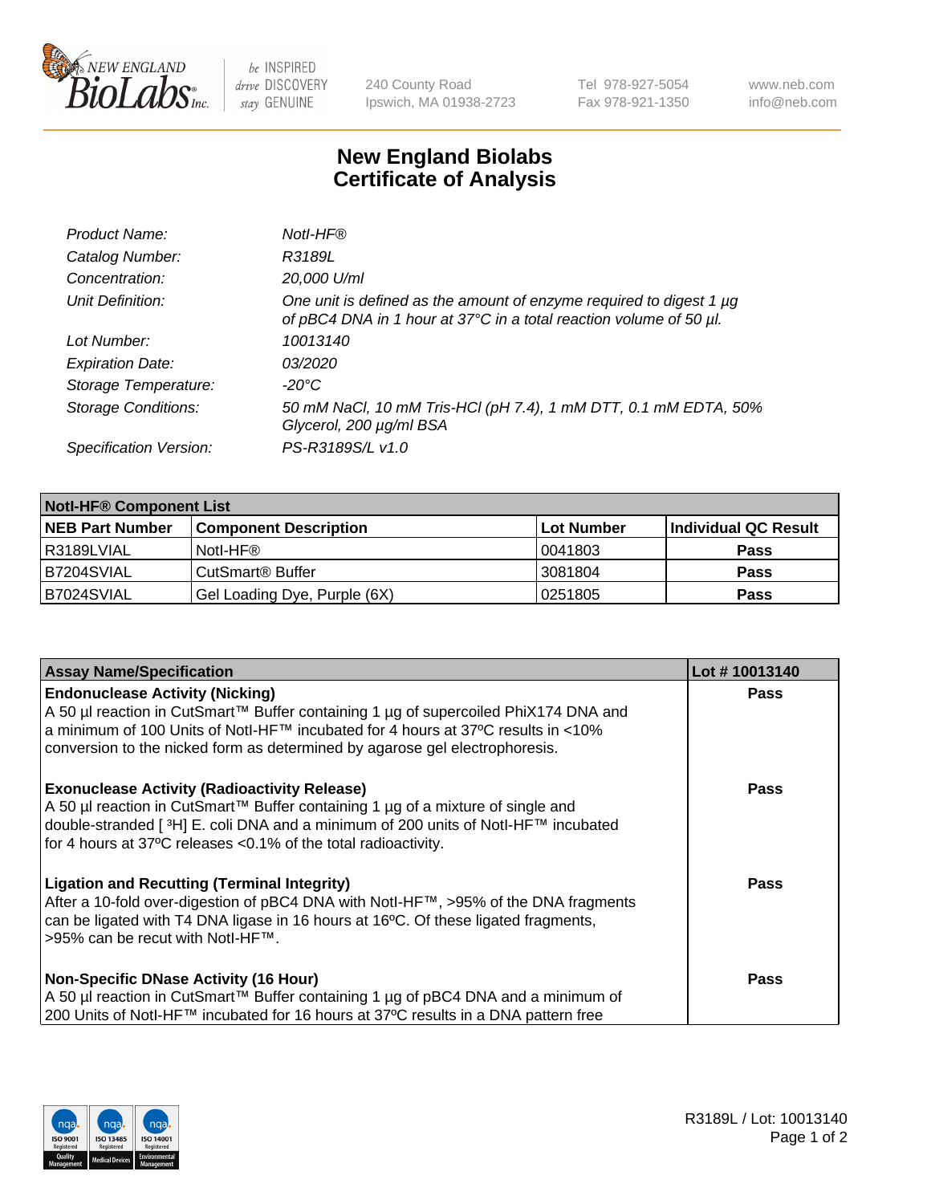# New England Biolabs Certificate of Analysis

| | |
|---|---|
| *Product Name:* | *NotI-HF®* |
| *Catalog Number:* | *R3189L* |
| *Concentration:* | *20,000 U/ml* |
| *Unit Definition:* | *One unit is defined as the amount of enzyme required to digest 1 µg of pBC4 DNA in 1 hour at 37°C in a total reaction volume of 50 µl.* |
| *Lot Number:* | *10013140* |
| *Expiration Date:* | *03/2020* |
| *Storage Temperature:* | *-20°C* |
| *Storage Conditions:* | *50 mM NaCl, 10 mM Tris-HCl (pH 7.4), 1 mM DTT, 0.1 mM EDTA, 50% Glycerol, 200 µg/ml BSA* |
| *Specification Version:* | *PS-R3189S/L v1.0* |

| **NotI-HF® Component List** | | | |
|---|---|---|---|
| **NEB Part Number** | **Component Description** | **Lot Number** | **Individual QC Result** |
| R3189LVIAL | NotI-HF® | 0041803 | **Pass** |
| B7204SVIAL | CutSmart® Buffer | 3081804 | **Pass** |
| B7024SVIAL | Gel Loading Dye, Purple (6X) | 0251805 | **Pass** |

| **Assay Name/Specification** | **Lot # 10013140** |
|---|---|
| **Endonuclease Activity (Nicking)** A 50 µl reaction in CutSmart™ Buffer containing 1 µg of supercoiled PhiX174 DNA and a minimum of 100 Units of NotI-HF™ incubated for 4 hours at 37ºC results in <10% conversion to the nicked form as determined by agarose gel electrophoresis. | **Pass** |
| **Exonuclease Activity (Radioactivity Release)** A 50 µl reaction in CutSmart™ Buffer containing 1 µg of a mixture of single and double-stranded [ $^3$H] E. coli DNA and a minimum of 200 units of NotI-HF™ incubated for 4 hours at 37ºC releases <0.1% of the total radioactivity. | **Pass** |
| **Ligation and Recutting (Terminal Integrity)** After a 10-fold over-digestion of pBC4 DNA with NotI-HF™, >95% of the DNA fragments can be ligated with T4 DNA ligase in 16 hours at 16ºC. Of these ligated fragments, >95% can be recut with NotI-HF™. | **Pass** |
| **Non-Specific DNase Activity (16 Hour)** A 50 µl reaction in CutSmart™ Buffer containing 1 µg of pBC4 DNA and a minimum of 200 Units of NotI-HF™ incubated for 16 hours at 37ºC results in a DNA pattern free | **Pass** |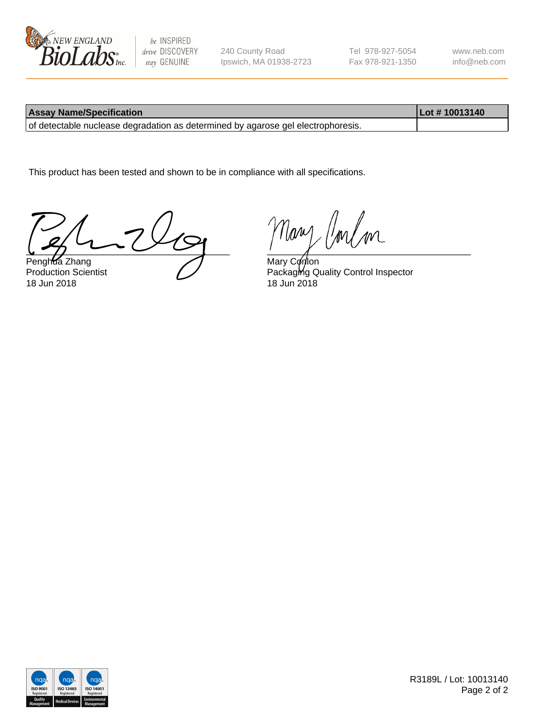| Assay Name/Specification | Lot # 10013140 |
| --- | --- |
| of detectable nuclease degradation as determined by agarose gel electrophoresis. | |

This product has been tested and shown to be in compliance with all specifications.

Penghua Zhang
Production Scientist
18 Jun 2018

Mary Conlon
Packaging Quality Control Inspector
18 Jun 2018

R3189L / Lot: 10013140